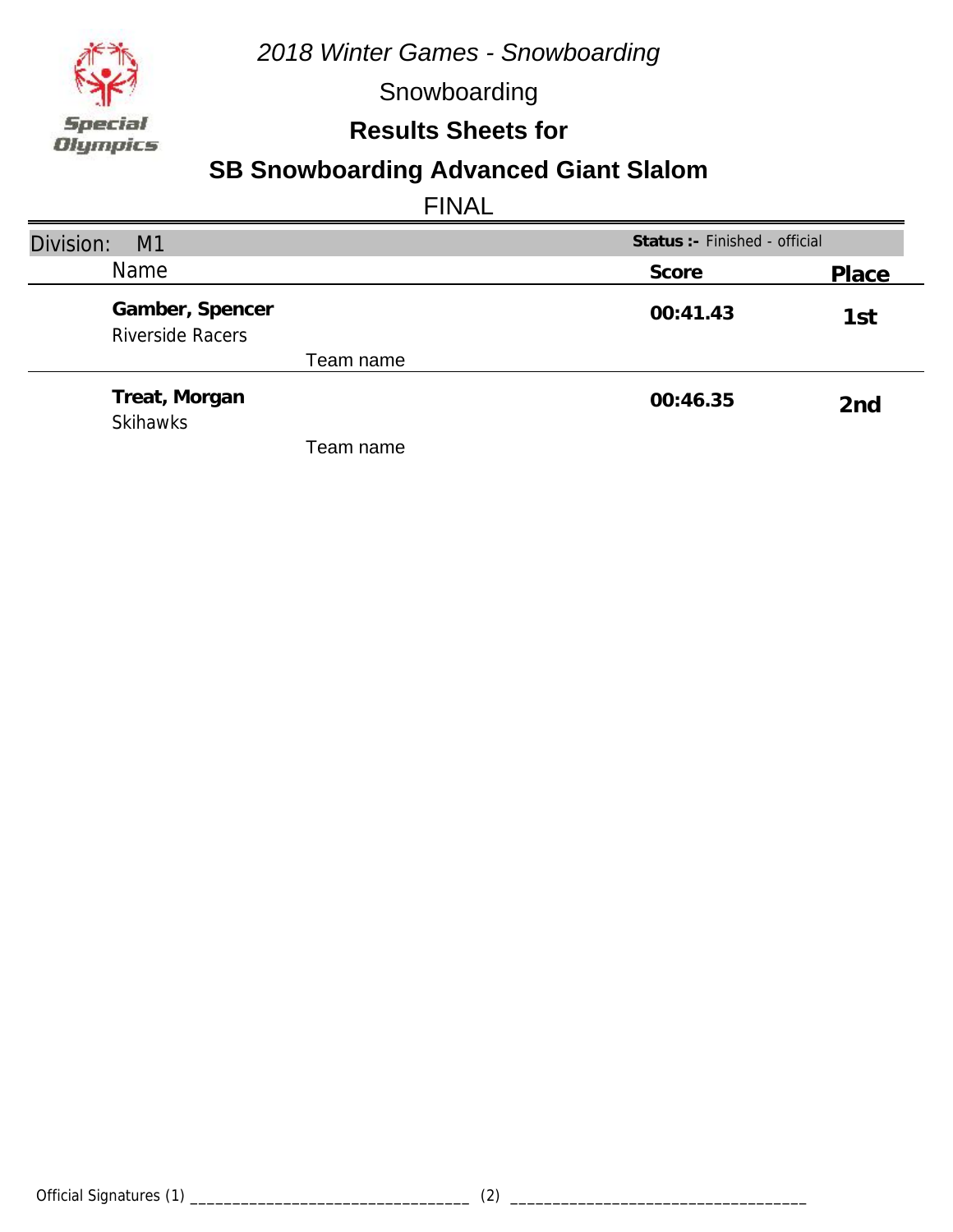*2018 Winter Games - Snowboarding*

Snowboarding

**Results Sheets for**

## SB Snowboarding Advanced Giant Slalom

FINAL

Division: M1 — **Status :-** Finished - official

| Name | Score | Place |
|---|---|---|
| **Gamber, Spencer**<br>Riverside Racers<br>Team name | **00:41.43** | **1st** |
| **Treat, Morgan**<br>Skihawks<br>Team name | **00:46.35** | **2nd** |

Official Signatures (1) ________________________________ (2) ________________________________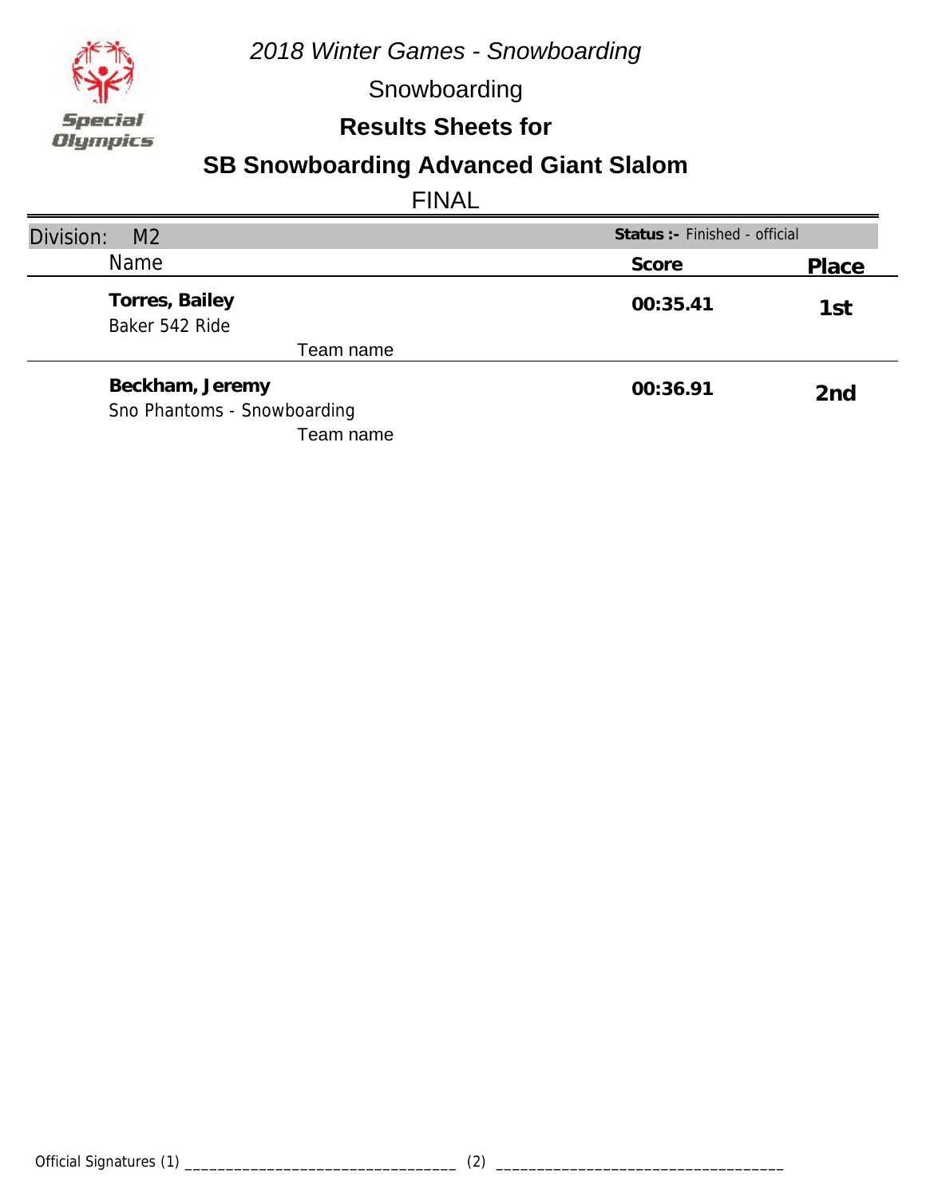*2018 Winter Games - Snowboarding*

Snowboarding

**Results Sheets for**

## SB Snowboarding Advanced Giant Slalom

FINAL

Division: M2 — **Status :-** Finished - official

| Name | Score | Place |
|---|---|---|
| **Torres, Bailey**<br>Baker 542 Ride<br>Team name | **00:35.41** | **1st** |
| **Beckham, Jeremy**<br>Sno Phantoms - Snowboarding<br>Team name | **00:36.91** | **2nd** |

Official Signatures (1) ________________________________ (2) ________________________________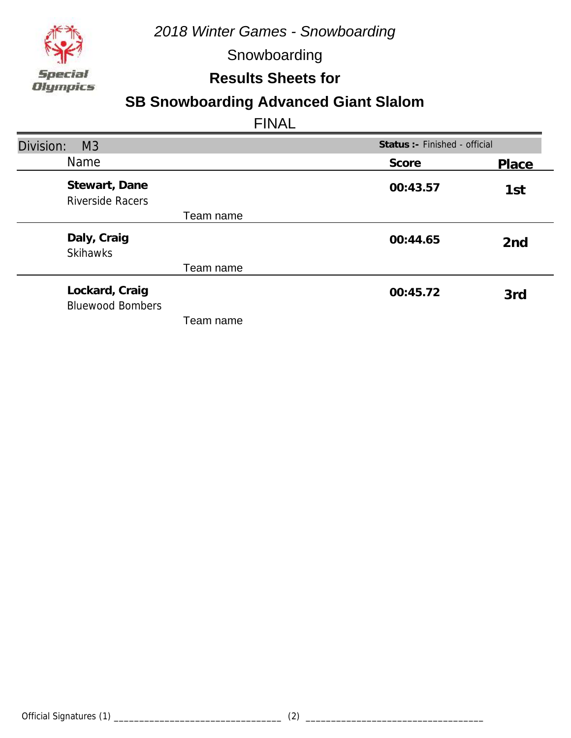*2018 Winter Games - Snowboarding*

Snowboarding

**Results Sheets for**

## SB Snowboarding Advanced Giant Slalom

FINAL

| Division: M3 | | **Status :-** Finished - official | |
|---|---|---|---|
| Name | | **Score** | **Place** |
| **Stewart, Dane**<br>Riverside Racers | Team name | **00:43.57** | **1st** |
| **Daly, Craig**<br>Skihawks | Team name | **00:44.65** | **2nd** |
| **Lockard, Craig**<br>Bluewood Bombers | Team name | **00:45.72** | **3rd** |

Official Signatures (1) ________________________________ (2) ________________________________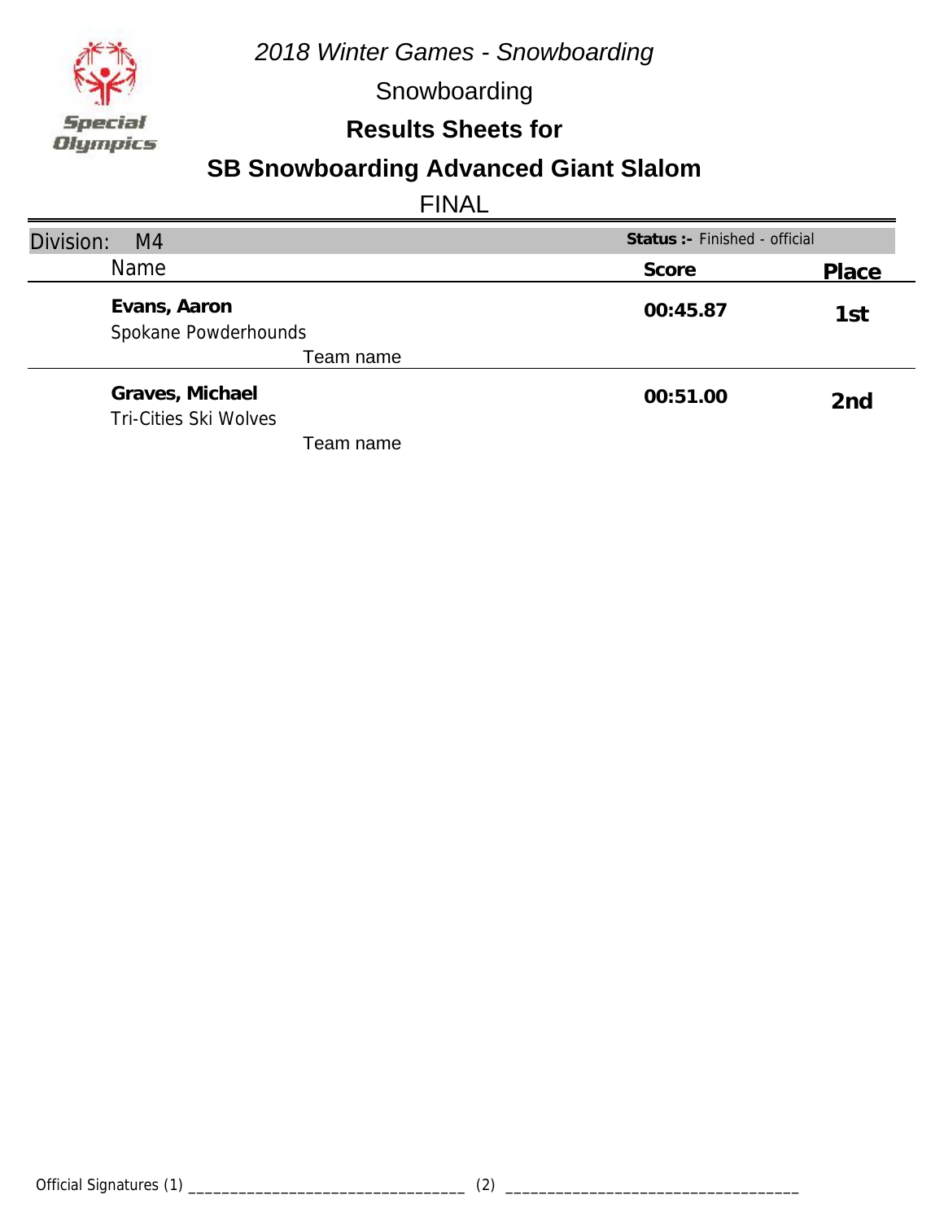*2018 Winter Games - Snowboarding*

Snowboarding

**Results Sheets for**

## SB Snowboarding Advanced Giant Slalom

FINAL

| Division: M4 | Status :- Finished - official | |
|---|---|---|
| Name | Score | Place |
| **Evans, Aaron**<br>Spokane Powderhounds<br>Team name | **00:45.87** | **1st** |
| **Graves, Michael**<br>Tri-Cities Ski Wolves<br>Team name | **00:51.00** | **2nd** |

Official Signatures (1) ________________________________ (2) ________________________________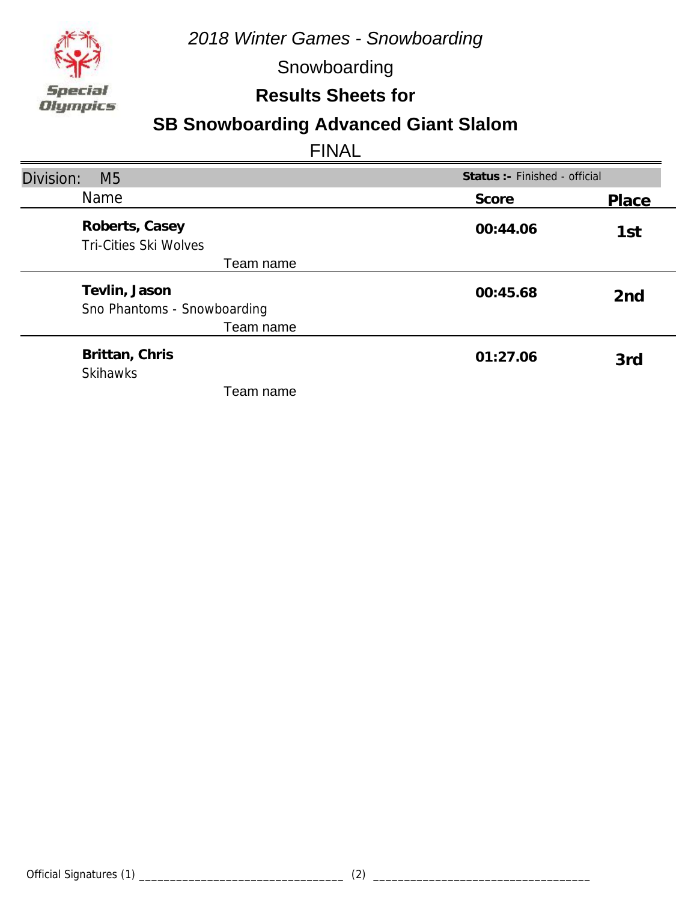*2018 Winter Games - Snowboarding*

Snowboarding

**Results Sheets for**

## SB Snowboarding Advanced Giant Slalom

FINAL

Division: M5 | **Status :-** Finished - official

| Name | Score | Place |
|---|---|---|
| **Roberts, Casey**<br>Tri-Cities Ski Wolves<br>Team name | **00:44.06** | **1st** |
| **Tevlin, Jason**<br>Sno Phantoms - Snowboarding<br>Team name | **00:45.68** | **2nd** |
| **Brittan, Chris**<br>Skihawks<br>Team name | **01:27.06** | **3rd** |

Official Signatures (1) ______________________________ (2) ______________________________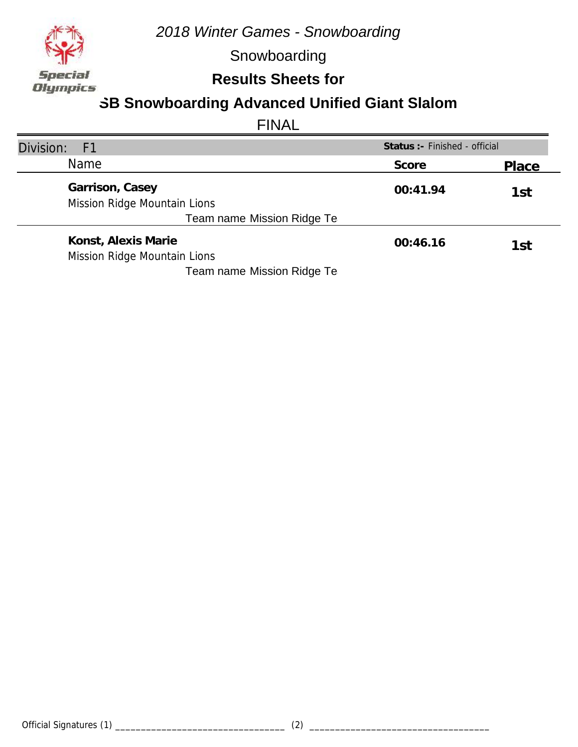*2018 Winter Games - Snowboarding*

Snowboarding

**Results Sheets for**

## SB Snowboarding Advanced Unified Giant Slalom

FINAL

Division: F1 — **Status :-** Finished - official

| Name | Score | Place |
|---|---|---|
| **Garrison, Casey**<br>Mission Ridge Mountain Lions<br>Team name Mission Ridge Te | **00:41.94** | **1st** |
| **Konst, Alexis Marie**<br>Mission Ridge Mountain Lions<br>Team name Mission Ridge Te | **00:46.16** | **1st** |

Official Signatures (1) ________________________________ (2) ________________________________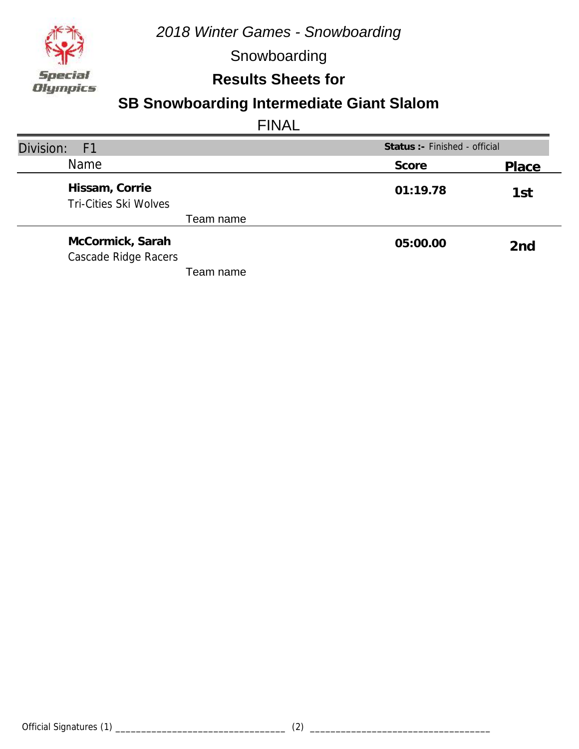*2018 Winter Games - Snowboarding*

Snowboarding

**Results Sheets for**

## SB Snowboarding Intermediate Giant Slalom

FINAL

Division: F1 — **Status :-** Finished - official

| Name | Score | Place |
| --- | --- | --- |
| **Hissam, Corrie**<br>Tri-Cities Ski Wolves<br>Team name | **01:19.78** | **1st** |
| **McCormick, Sarah**<br>Cascade Ridge Racers<br>Team name | **05:00.00** | **2nd** |

Official Signatures (1) ________________________________ (2) ________________________________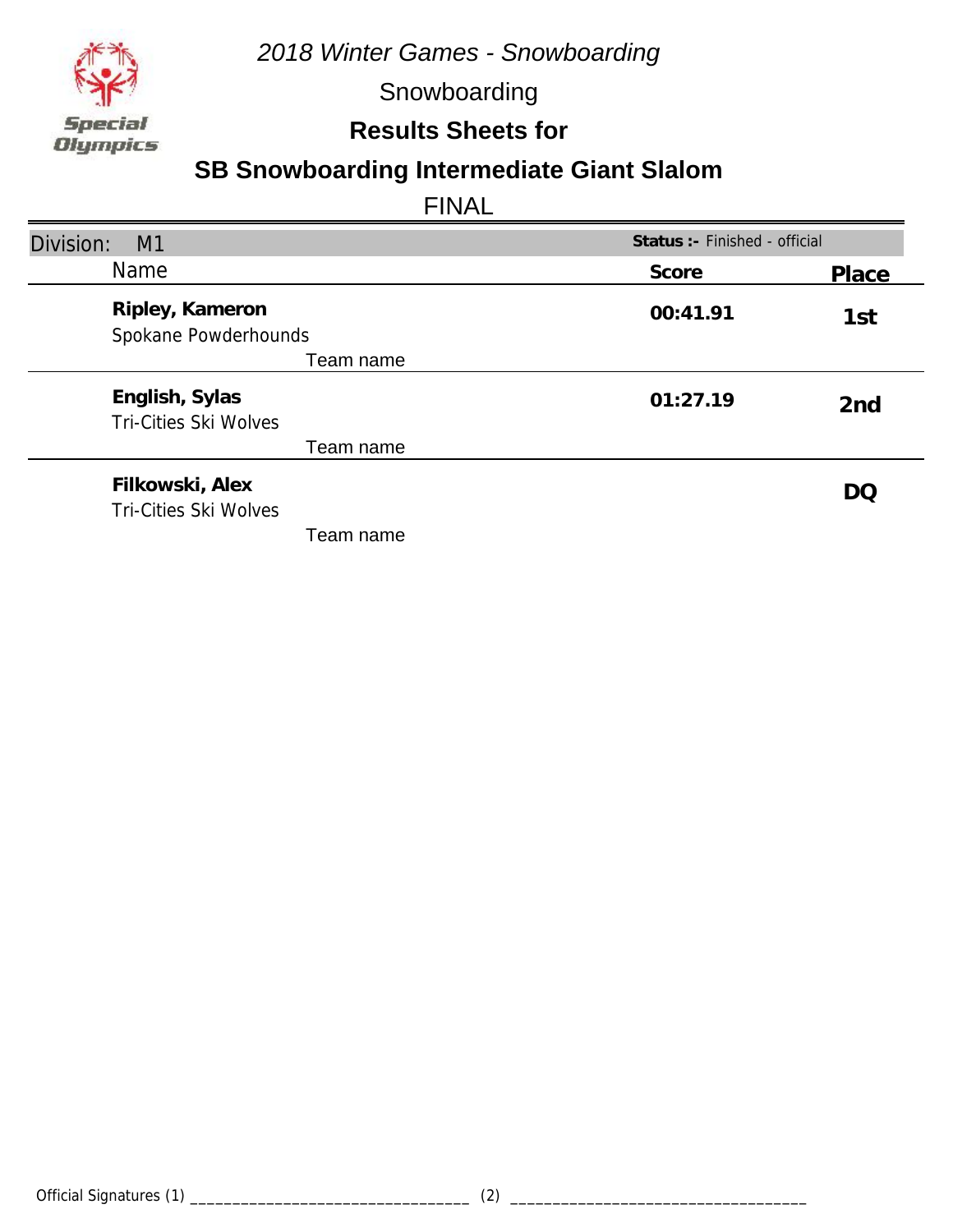*2018 Winter Games - Snowboarding*

Snowboarding

**Results Sheets for**

## SB Snowboarding Intermediate Giant Slalom

FINAL

Division: M1 — **Status :-** Finished - official

| Name | Score | Place |
|---|---|---|
| **Ripley, Kameron**<br>Spokane Powderhounds<br>Team name | **00:41.91** | **1st** |
| **English, Sylas**<br>Tri-Cities Ski Wolves<br>Team name | **01:27.19** | **2nd** |
| **Filkowski, Alex**<br>Tri-Cities Ski Wolves<br>Team name | | **DQ** |

Official Signatures (1) _________________________________ (2) __________________________________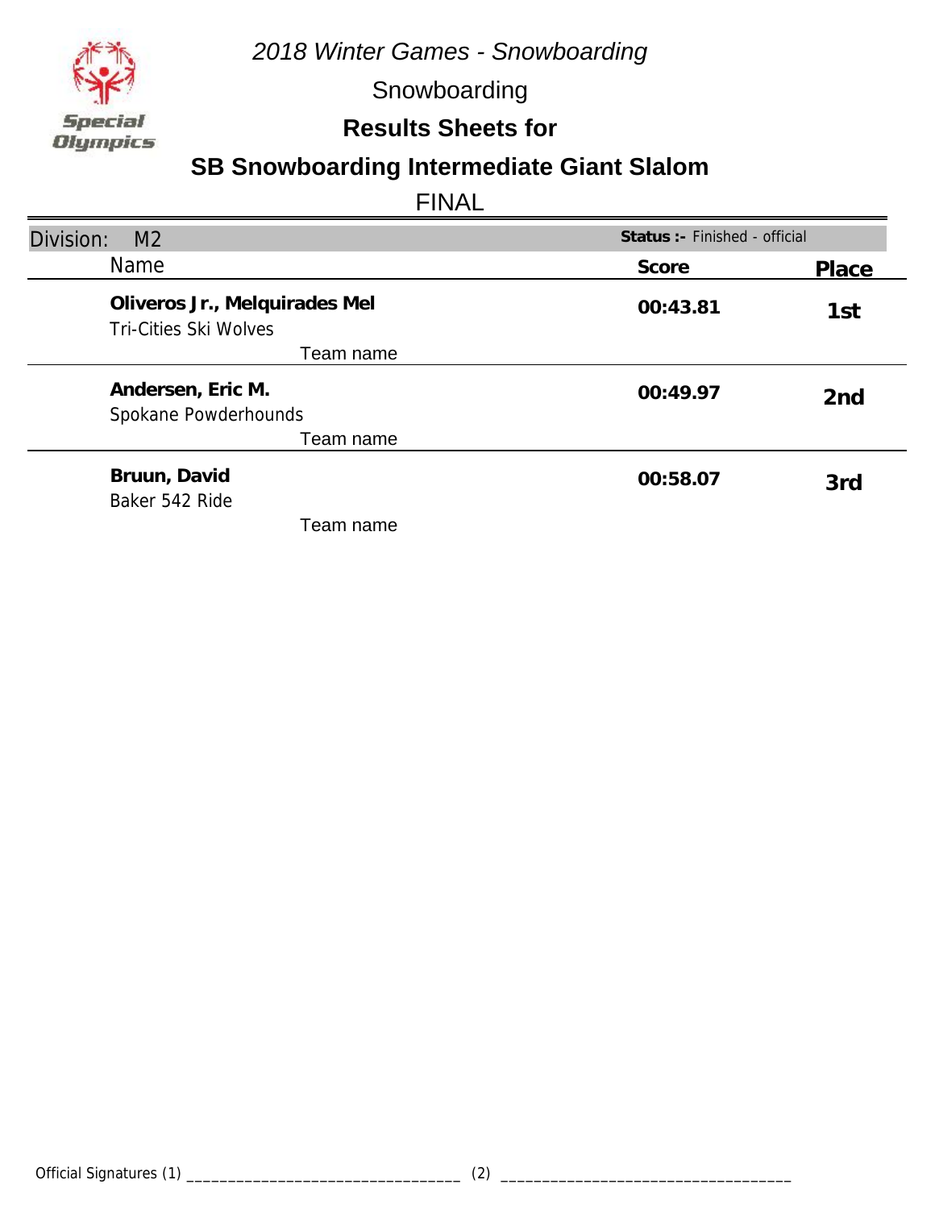*2018 Winter Games - Snowboarding*

Snowboarding

**Results Sheets for**

## SB Snowboarding Intermediate Giant Slalom

FINAL

Division: M2 — **Status :-** Finished - official

| Name | Score | Place |
|---|---|---|
| **Oliveros Jr., Melquirades Mel**<br>Tri-Cities Ski Wolves<br>Team name | **00:43.81** | **1st** |
| **Andersen, Eric M.**<br>Spokane Powderhounds<br>Team name | **00:49.97** | **2nd** |
| **Bruun, David**<br>Baker 542 Ride<br>Team name | **00:58.07** | **3rd** |

Official Signatures (1) ________________________________ (2) ________________________________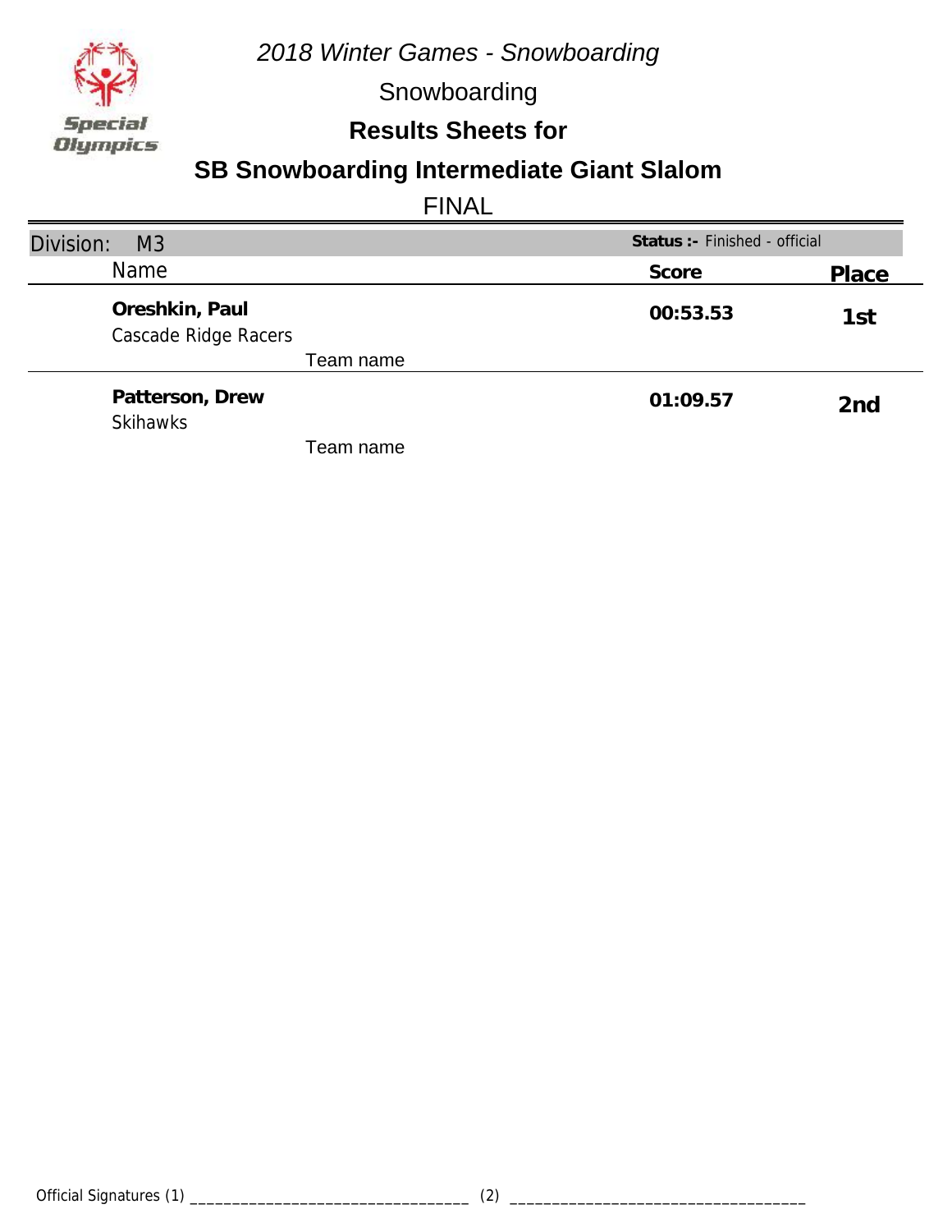*2018 Winter Games - Snowboarding*

Snowboarding

**Results Sheets for**

## SB Snowboarding Intermediate Giant Slalom

FINAL

| Division: M3 | | **Status :-** Finished - official | |
|---|---|---|---|
| Name | | **Score** | **Place** |
| **Oreshkin, Paul**<br>Cascade Ridge Racers | Team name | **00:53.53** | **1st** |
| **Patterson, Drew**<br>Skihawks | Team name | **01:09.57** | **2nd** |

Official Signatures (1) ________________________________ (2) ________________________________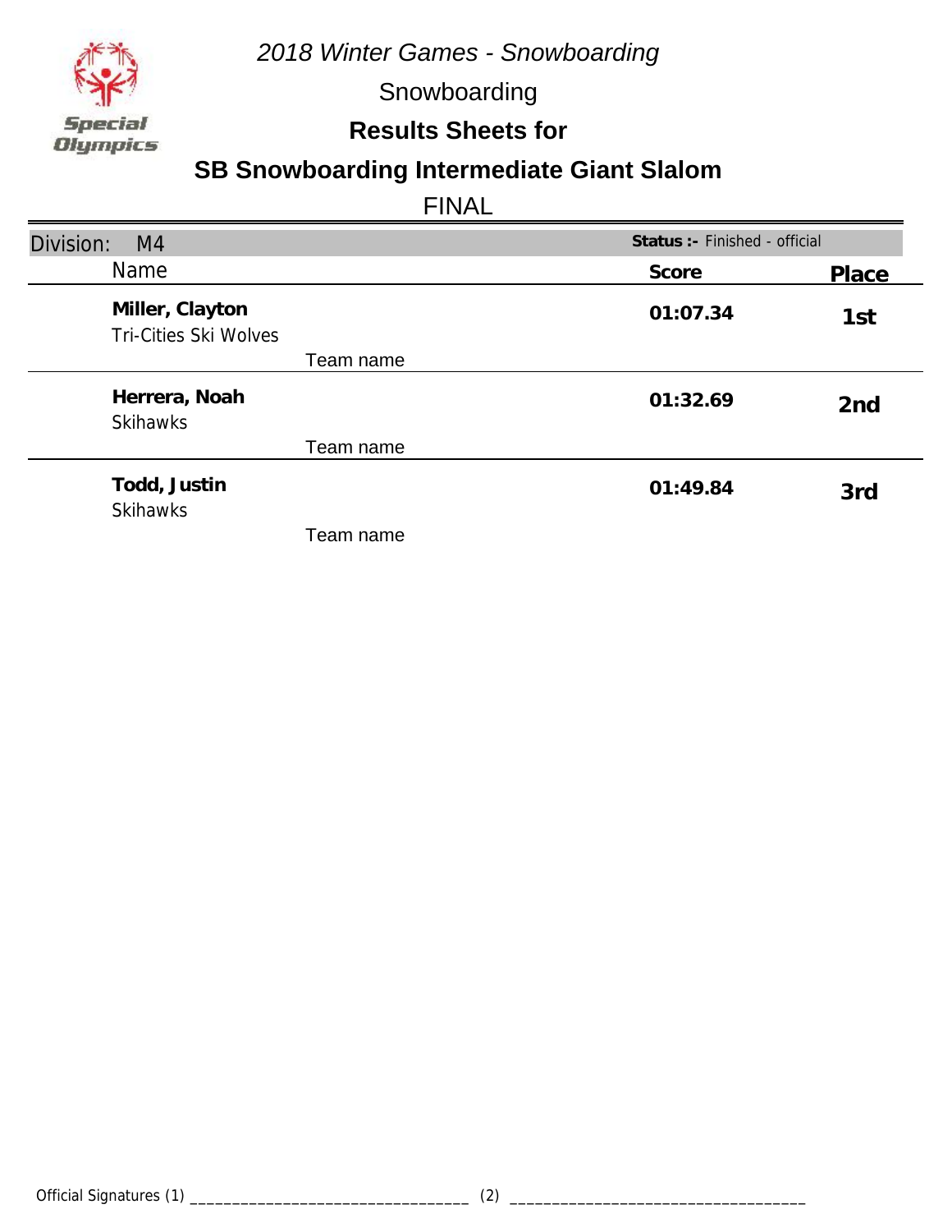*2018 Winter Games - Snowboarding*

Snowboarding

**Results Sheets for**

## SB Snowboarding Intermediate Giant Slalom

FINAL

Division: M4 — **Status :-** Finished - official

| Name | Team name | Score | Place |
|---|---|---|---|
| **Miller, Clayton** | Tri-Cities Ski Wolves | **01:07.34** | **1st** |
| **Herrera, Noah** | Skihawks | **01:32.69** | **2nd** |
| **Todd, Justin** | Skihawks | **01:49.84** | **3rd** |

Official Signatures (1) ________________________________ (2) ________________________________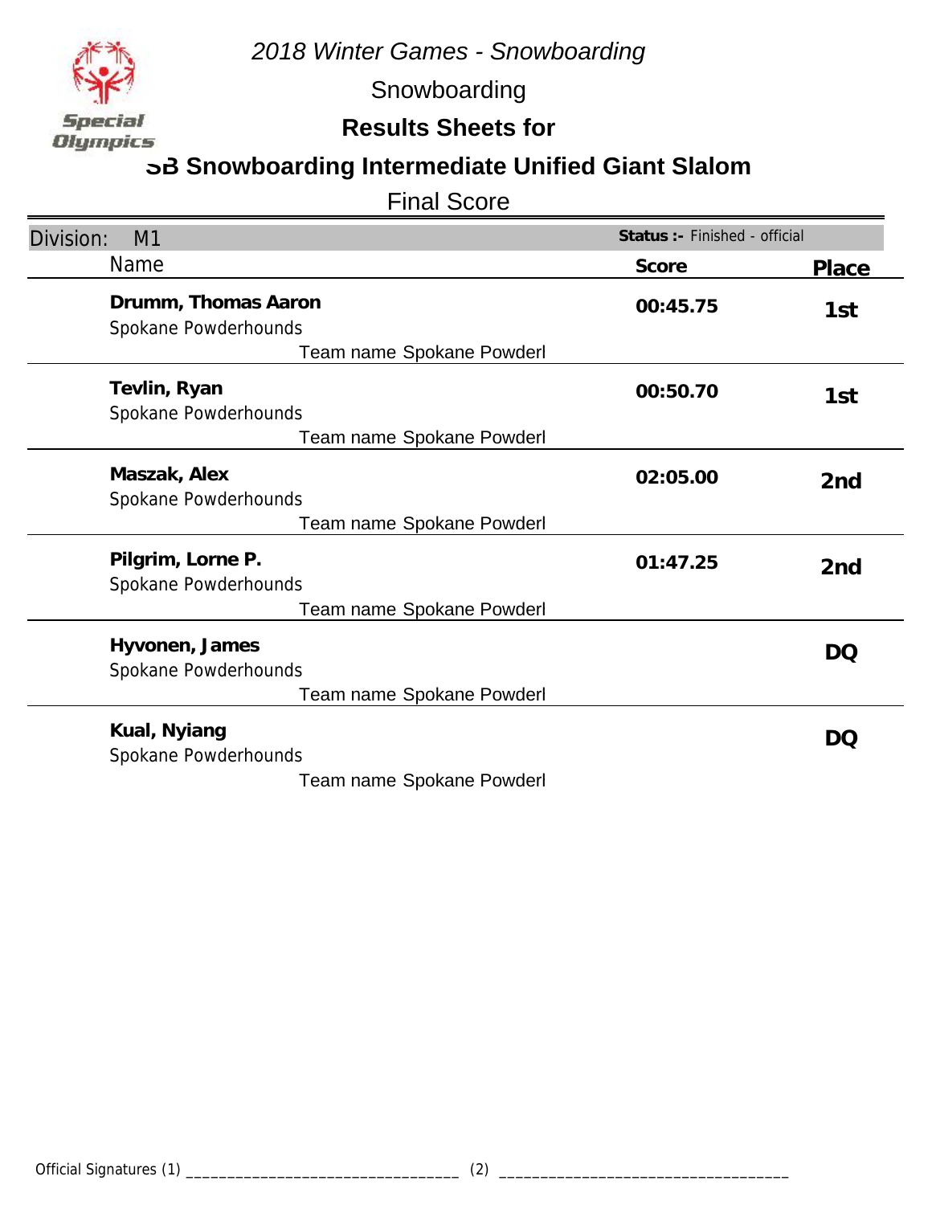*2018 Winter Games - Snowboarding*

Snowboarding

**Results Sheets for**

## SB Snowboarding Intermediate Unified Giant Slalom

Final Score

| Division: M1 | Status :- Finished - official | |
|---|---|---|
| Name | Score | Place |
| **Drumm, Thomas Aaron**<br>Spokane Powderhounds<br>Team name Spokane Powderl | **00:45.75** | **1st** |
| **Tevlin, Ryan**<br>Spokane Powderhounds<br>Team name Spokane Powderl | **00:50.70** | **1st** |
| **Maszak, Alex**<br>Spokane Powderhounds<br>Team name Spokane Powderl | **02:05.00** | **2nd** |
| **Pilgrim, Lorne P.**<br>Spokane Powderhounds<br>Team name Spokane Powderl | **01:47.25** | **2nd** |
| **Hyvonen, James**<br>Spokane Powderhounds<br>Team name Spokane Powderl | | **DQ** |
| **Kual, Nyiang**<br>Spokane Powderhounds<br>Team name Spokane Powderl | | **DQ** |

Official Signatures (1) ________________________________ (2) ________________________________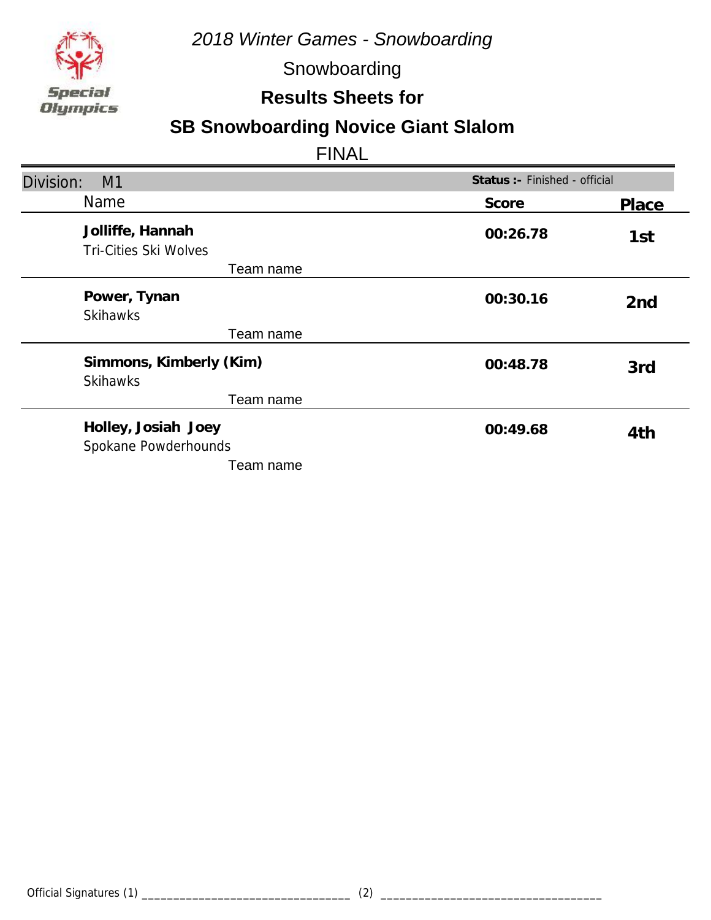*2018 Winter Games - Snowboarding*

Snowboarding

**Results Sheets for**

## SB Snowboarding Novice Giant Slalom

FINAL

Division: M1 | **Status :-** Finished - official

| Name | Score | Place |
|---|---|---|
| **Jolliffe, Hannah**<br>Tri-Cities Ski Wolves<br>Team name | **00:26.78** | **1st** |
| **Power, Tynan**<br>Skihawks<br>Team name | **00:30.16** | **2nd** |
| **Simmons, Kimberly (Kim)**<br>Skihawks<br>Team name | **00:48.78** | **3rd** |
| **Holley, Josiah Joey**<br>Spokane Powderhounds<br>Team name | **00:49.68** | **4th** |

Official Signatures (1) ________________________________ (2) ________________________________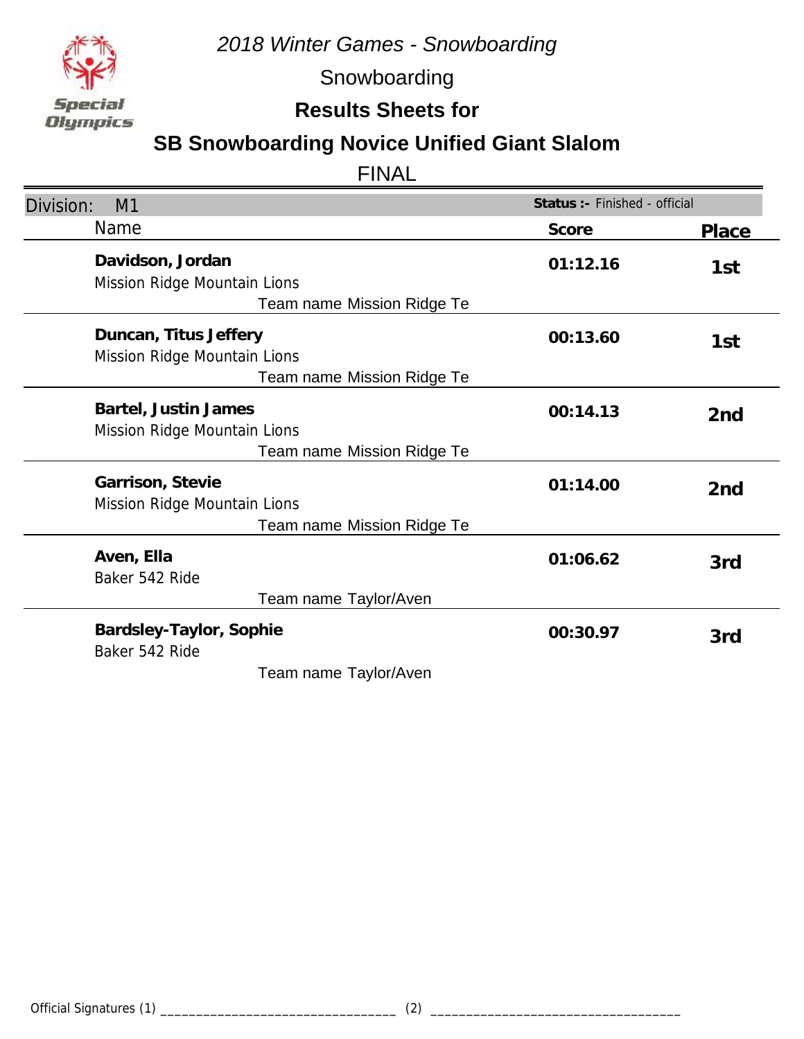*2018 Winter Games - Snowboarding*

Snowboarding

**Results Sheets for**

## SB Snowboarding Novice Unified Giant Slalom

FINAL

Division: M1 | **Status :-** Finished - official

| Name | Score | Place |
|---|---|---|
| **Davidson, Jordan**<br>Mission Ridge Mountain Lions<br>Team name Mission Ridge Te | **01:12.16** | **1st** |
| **Duncan, Titus Jeffery**<br>Mission Ridge Mountain Lions<br>Team name Mission Ridge Te | **00:13.60** | **1st** |
| **Bartel, Justin James**<br>Mission Ridge Mountain Lions<br>Team name Mission Ridge Te | **00:14.13** | **2nd** |
| **Garrison, Stevie**<br>Mission Ridge Mountain Lions<br>Team name Mission Ridge Te | **01:14.00** | **2nd** |
| **Aven, Ella**<br>Baker 542 Ride<br>Team name Taylor/Aven | **01:06.62** | **3rd** |
| **Bardsley-Taylor, Sophie**<br>Baker 542 Ride<br>Team name Taylor/Aven | **00:30.97** | **3rd** |

Official Signatures (1) ________________________________ (2) ________________________________